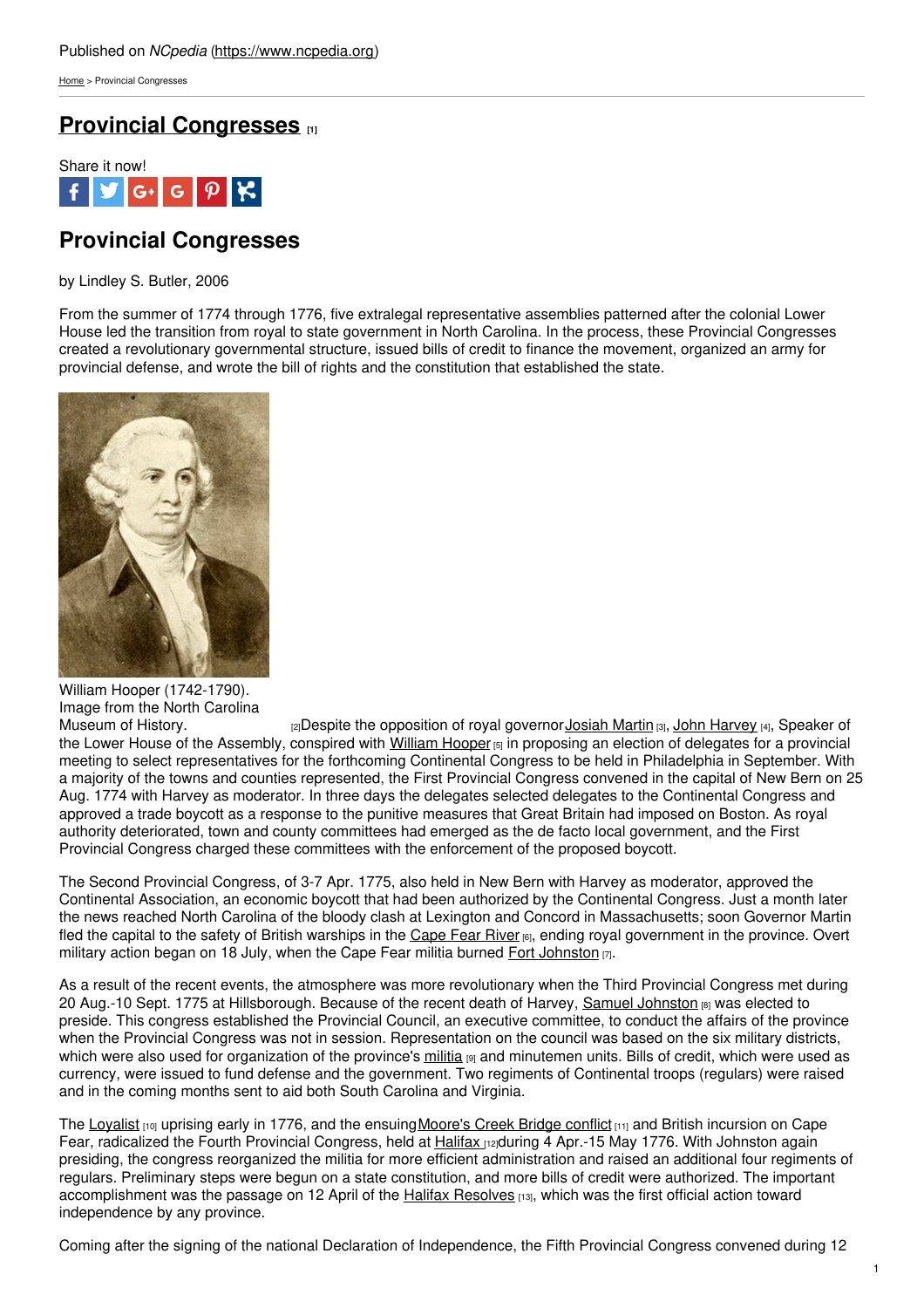Published on *NCpedia* (https://www.ncpedia.org)

Home > Provincial Congresses

# Provincial Congresses [1]

Share it now!

## Provincial Congresses

by Lindley S. Butler, 2006

From the summer of 1774 through 1776, five extralegal representative assemblies patterned after the colonial Lower House led the transition from royal to state government in North Carolina. In the process, these Provincial Congresses created a revolutionary governmental structure, issued bills of credit to finance the movement, organized an army for provincial defense, and wrote the bill of rights and the constitution that established the state.

William Hooper (1742-1790). Image from the North Carolina Museum of History. [2]

Despite the opposition of royal governor Josiah Martin [3], John Harvey [4], Speaker of the Lower House of the Assembly, conspired with William Hooper [5] in proposing an election of delegates for a provincial meeting to select representatives for the forthcoming Continental Congress to be held in Philadelphia in September. With a majority of the towns and counties represented, the First Provincial Congress convened in the capital of New Bern on 25 Aug. 1774 with Harvey as moderator. In three days the delegates selected delegates to the Continental Congress and approved a trade boycott as a response to the punitive measures that Great Britain had imposed on Boston. As royal authority deteriorated, town and county committees had emerged as the de facto local government, and the First Provincial Congress charged these committees with the enforcement of the proposed boycott.

The Second Provincial Congress, of 3-7 Apr. 1775, also held in New Bern with Harvey as moderator, approved the Continental Association, an economic boycott that had been authorized by the Continental Congress. Just a month later the news reached North Carolina of the bloody clash at Lexington and Concord in Massachusetts; soon Governor Martin fled the capital to the safety of British warships in the Cape Fear River [6], ending royal government in the province. Overt military action began on 18 July, when the Cape Fear militia burned Fort Johnston [7].

As a result of the recent events, the atmosphere was more revolutionary when the Third Provincial Congress met during 20 Aug.-10 Sept. 1775 at Hillsborough. Because of the recent death of Harvey, Samuel Johnston [8] was elected to preside. This congress established the Provincial Council, an executive committee, to conduct the affairs of the province when the Provincial Congress was not in session. Representation on the council was based on the six military districts, which were also used for organization of the province's militia [9] and minutemen units. Bills of credit, which were used as currency, were issued to fund defense and the government. Two regiments of Continental troops (regulars) were raised and in the coming months sent to aid both South Carolina and Virginia.

The Loyalist [10] uprising early in 1776, and the ensuing Moore's Creek Bridge conflict [11] and British incursion on Cape Fear, radicalized the Fourth Provincial Congress, held at Halifax [12] during 4 Apr.-15 May 1776. With Johnston again presiding, the congress reorganized the militia for more efficient administration and raised an additional four regiments of regulars. Preliminary steps were begun on a state constitution, and more bills of credit were authorized. The important accomplishment was the passage on 12 April of the Halifax Resolves [13], which was the first official action toward independence by any province.

Coming after the signing of the national Declaration of Independence, the Fifth Provincial Congress convened during 12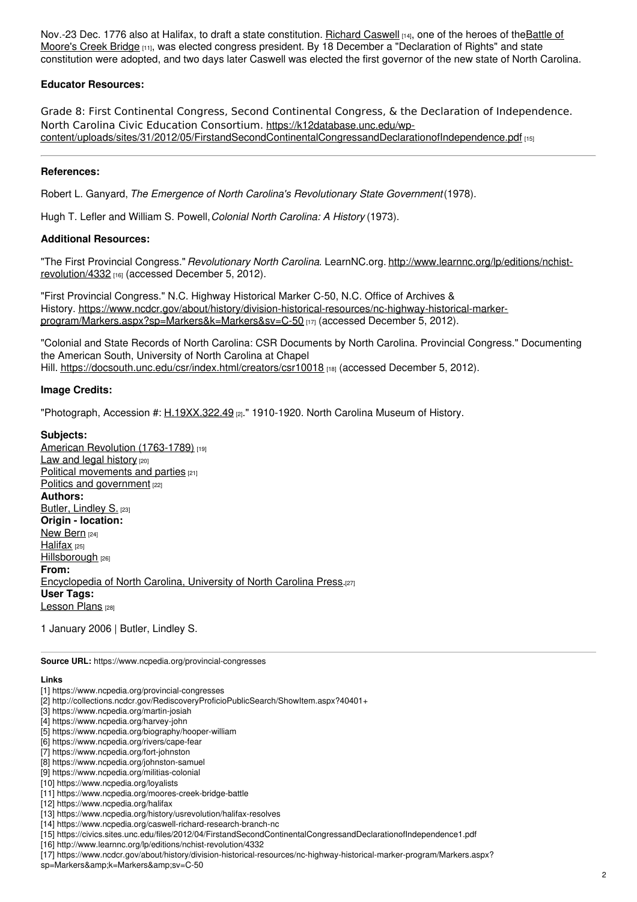Nov.-23 Dec. 1776 also at Halifax, to draft a state constitution. Richard Caswell [14], one of the heroes of the Battle of Moore's Creek Bridge [11], was elected congress president. By 18 December a "Declaration of Rights" and state constitution were adopted, and two days later Caswell was elected the first governor of the new state of North Carolina.

### Educator Resources:

Grade 8: First Continental Congress, Second Continental Congress, & the Declaration of Independence. North Carolina Civic Education Consortium. https://k12database.unc.edu/wp-content/uploads/sites/31/2012/05/FirstandSecondContinentalCongressandDeclarationofIndependence.pdf [15]

---

### References:

Robert L. Ganyard, *The Emergence of North Carolina's Revolutionary State Government* (1978).

Hugh T. Lefler and William S. Powell, *Colonial North Carolina: A History* (1973).

### Additional Resources:

"The First Provincial Congress." *Revolutionary North Carolina*. LearnNC.org. http://www.learnnc.org/lp/editions/nchist-revolution/4332 [16] (accessed December 5, 2012).

"First Provincial Congress." N.C. Highway Historical Marker C-50, N.C. Office of Archives & History. https://www.ncdcr.gov/about/history/division-historical-resources/nc-highway-historical-marker-program/Markers.aspx?sp=Markers&k=Markers&sv=C-50 [17] (accessed December 5, 2012).

"Colonial and State Records of North Carolina: CSR Documents by North Carolina. Provincial Congress." Documenting the American South, University of North Carolina at Chapel Hill. https://docsouth.unc.edu/csr/index.html/creators/csr10018 [18] (accessed December 5, 2012).

### Image Credits:

"Photograph, Accession #: H.19XX.322.49 [2]." 1910-1920. North Carolina Museum of History.

**Subjects:**
American Revolution (1763-1789) [19]
Law and legal history [20]
Political movements and parties [21]
Politics and government [22]
**Authors:**
Butler, Lindley S. [23]
**Origin - location:**
New Bern [24]
Halifax [25]
Hillsborough [26]
**From:**
Encyclopedia of North Carolina, University of North Carolina Press.[27]
**User Tags:**
Lesson Plans [28]

1 January 2006 | Butler, Lindley S.

---

**Source URL:** https://www.ncpedia.org/provincial-congresses

**Links**
[1] https://www.ncpedia.org/provincial-congresses
[2] http://collections.ncdcr.gov/RediscoveryProficioPublicSearch/ShowItem.aspx?40401+
[3] https://www.ncpedia.org/martin-josiah
[4] https://www.ncpedia.org/harvey-john
[5] https://www.ncpedia.org/biography/hooper-william
[6] https://www.ncpedia.org/rivers/cape-fear
[7] https://www.ncpedia.org/fort-johnston
[8] https://www.ncpedia.org/johnston-samuel
[9] https://www.ncpedia.org/militias-colonial
[10] https://www.ncpedia.org/loyalists
[11] https://www.ncpedia.org/moores-creek-bridge-battle
[12] https://www.ncpedia.org/halifax
[13] https://www.ncpedia.org/history/usrevolution/halifax-resolves
[14] https://www.ncpedia.org/caswell-richard-research-branch-nc
[15] https://civics.sites.unc.edu/files/2012/04/FirstandSecondContinentalCongressandDeclarationofIndependence1.pdf
[16] http://www.learnnc.org/lp/editions/nchist-revolution/4332
[17] https://www.ncdcr.gov/about/history/division-historical-resources/nc-highway-historical-marker-program/Markers.aspx?sp=Markers&amp;k=Markers&amp;sv=C-50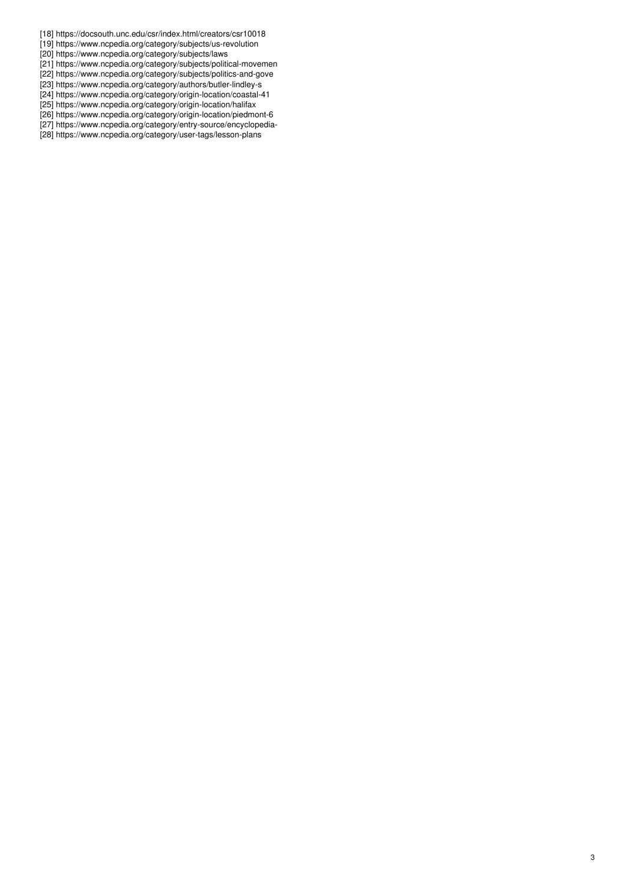[18] https://docsouth.unc.edu/csr/index.html/creators/csr10018
[19] https://www.ncpedia.org/category/subjects/us-revolution
[20] https://www.ncpedia.org/category/subjects/laws
[21] https://www.ncpedia.org/category/subjects/political-movemen
[22] https://www.ncpedia.org/category/subjects/politics-and-gove
[23] https://www.ncpedia.org/category/authors/butler-lindley-s
[24] https://www.ncpedia.org/category/origin-location/coastal-41
[25] https://www.ncpedia.org/category/origin-location/halifax
[26] https://www.ncpedia.org/category/origin-location/piedmont-6
[27] https://www.ncpedia.org/category/entry-source/encyclopedia-
[28] https://www.ncpedia.org/category/user-tags/lesson-plans